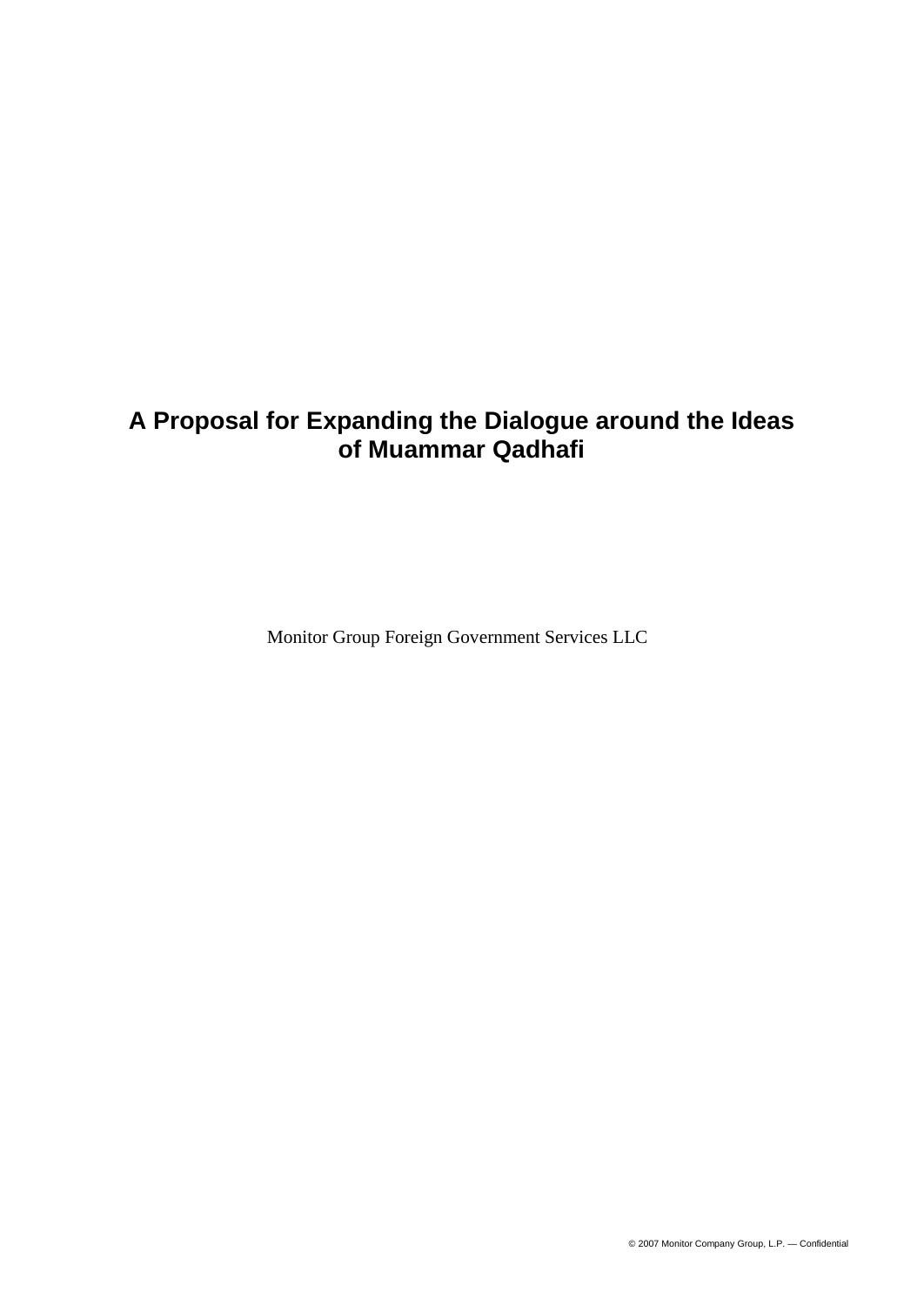# A Proposal for Expanding the Dialogue around the Ideas of Muammar Qadhafi

Monitor Group Foreign Government Services LLC

© 2007 Monitor Company Group, L.P. — Confidential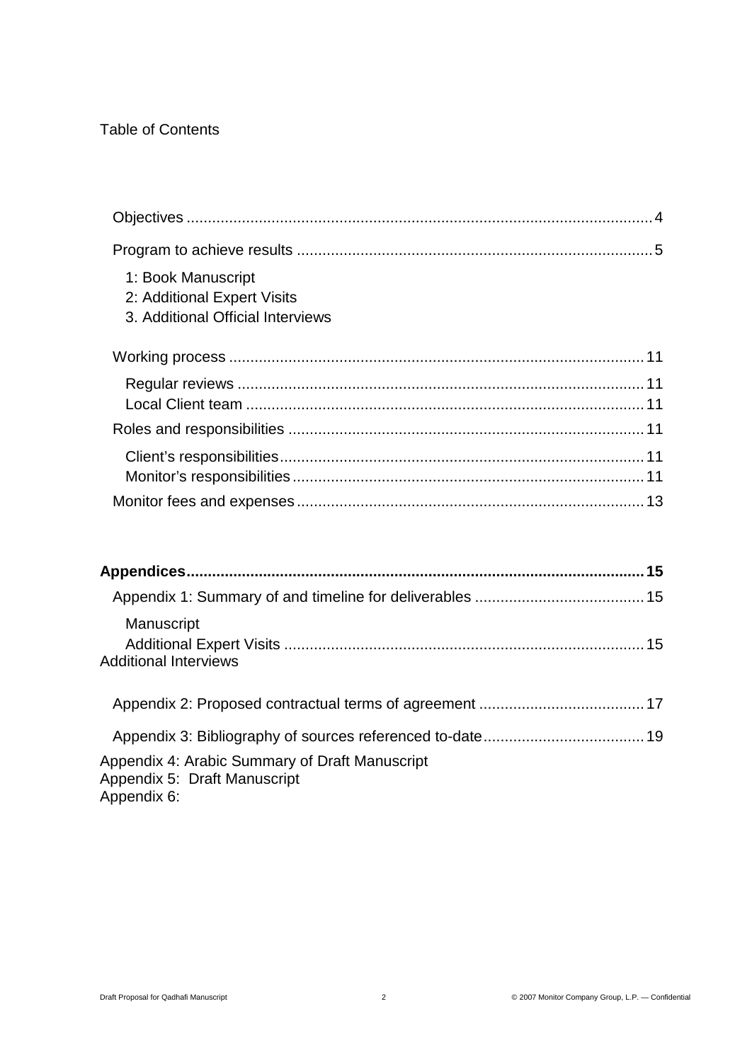Table of Contents

Objectives ............................................................................................................ 4

Program to achieve results .................................................................................. 5

1: Book Manuscript
2: Additional Expert Visits
3. Additional Official Interviews

Working process ................................................................................................ 11

Regular reviews .............................................................................................. 11
Local Client team ............................................................................................ 11

Roles and responsibilities ................................................................................... 11

Client's responsibilities..................................................................................... 11
Monitor's responsibilities.................................................................................. 11

Monitor fees and expenses ................................................................................. 13

**Appendices........................................................................................................... 15**

Appendix 1: Summary of and timeline for deliverables ........................................ 15

Manuscript
Additional Expert Visits .................................................................................... 15
Additional Interviews

Appendix 2: Proposed contractual terms of agreement ....................................... 17

Appendix 3: Bibliography of sources referenced to-date...................................... 19

Appendix 4: Arabic Summary of Draft Manuscript
Appendix 5: Draft Manuscript
Appendix 6: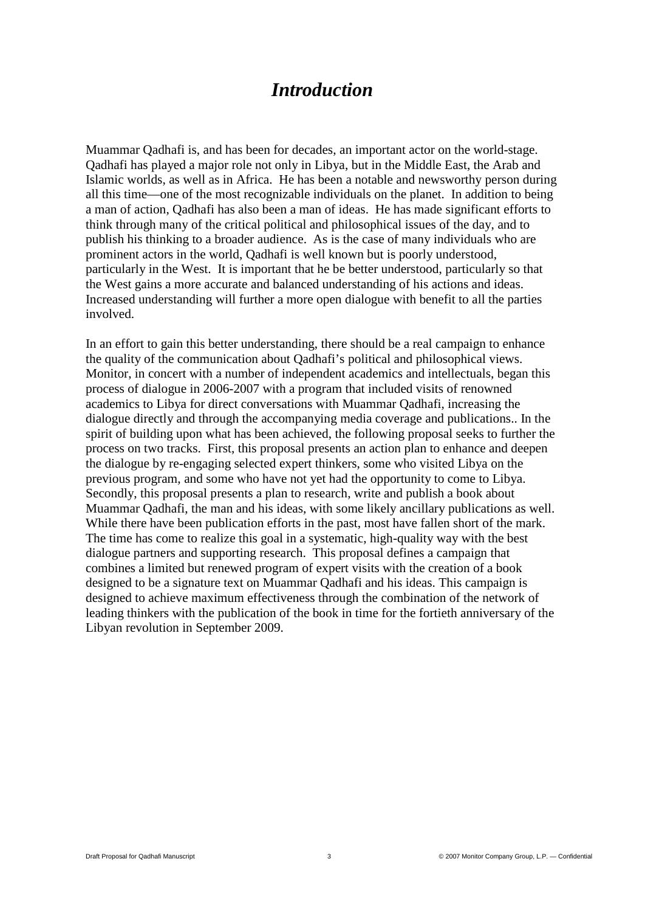# *Introduction*

Muammar Qadhafi is, and has been for decades, an important actor on the world-stage. Qadhafi has played a major role not only in Libya, but in the Middle East, the Arab and Islamic worlds, as well as in Africa. He has been a notable and newsworthy person during all this time—one of the most recognizable individuals on the planet. In addition to being a man of action, Qadhafi has also been a man of ideas. He has made significant efforts to think through many of the critical political and philosophical issues of the day, and to publish his thinking to a broader audience. As is the case of many individuals who are prominent actors in the world, Qadhafi is well known but is poorly understood, particularly in the West. It is important that he be better understood, particularly so that the West gains a more accurate and balanced understanding of his actions and ideas. Increased understanding will further a more open dialogue with benefit to all the parties involved.

In an effort to gain this better understanding, there should be a real campaign to enhance the quality of the communication about Qadhafi's political and philosophical views. Monitor, in concert with a number of independent academics and intellectuals, began this process of dialogue in 2006-2007 with a program that included visits of renowned academics to Libya for direct conversations with Muammar Qadhafi, increasing the dialogue directly and through the accompanying media coverage and publications.. In the spirit of building upon what has been achieved, the following proposal seeks to further the process on two tracks. First, this proposal presents an action plan to enhance and deepen the dialogue by re-engaging selected expert thinkers, some who visited Libya on the previous program, and some who have not yet had the opportunity to come to Libya. Secondly, this proposal presents a plan to research, write and publish a book about Muammar Qadhafi, the man and his ideas, with some likely ancillary publications as well. While there have been publication efforts in the past, most have fallen short of the mark. The time has come to realize this goal in a systematic, high-quality way with the best dialogue partners and supporting research. This proposal defines a campaign that combines a limited but renewed program of expert visits with the creation of a book designed to be a signature text on Muammar Qadhafi and his ideas. This campaign is designed to achieve maximum effectiveness through the combination of the network of leading thinkers with the publication of the book in time for the fortieth anniversary of the Libyan revolution in September 2009.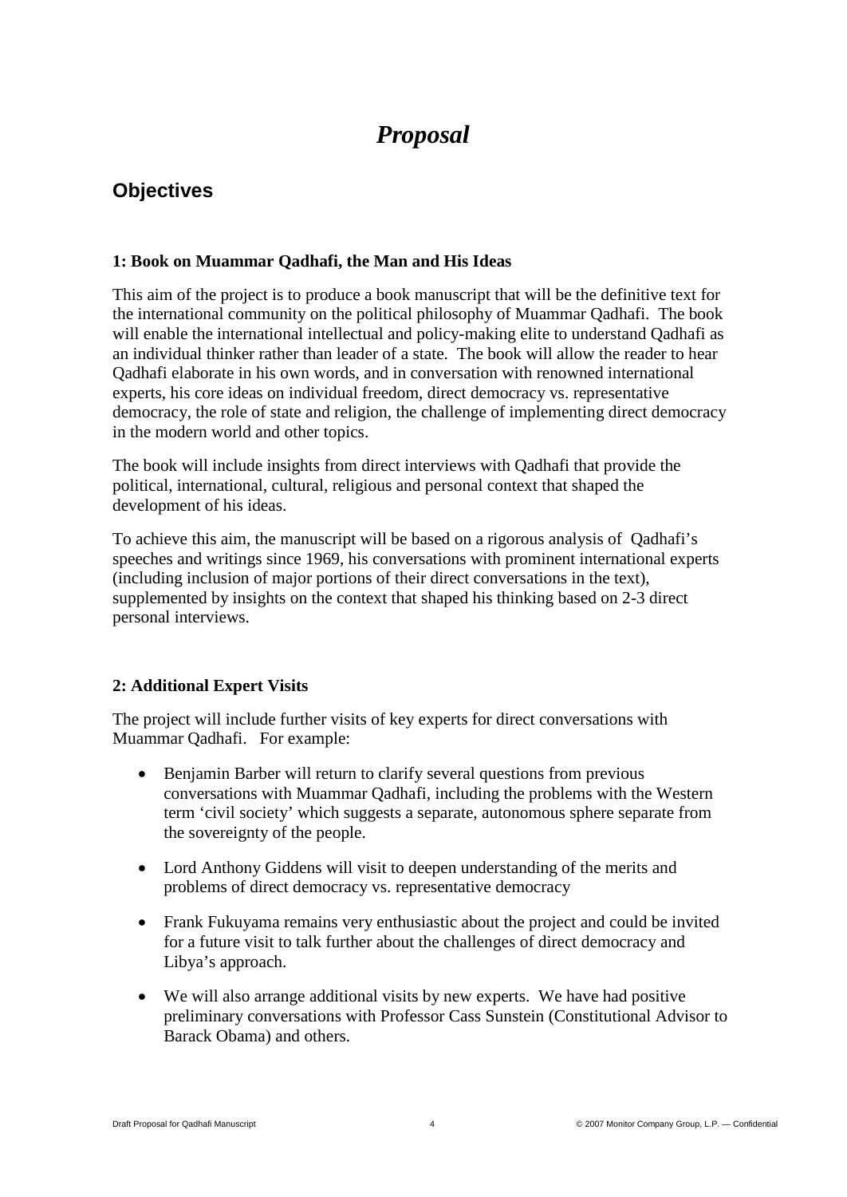# *Proposal*

## Objectives

### 1: Book on Muammar Qadhafi, the Man and His Ideas

This aim of the project is to produce a book manuscript that will be the definitive text for the international community on the political philosophy of Muammar Qadhafi. The book will enable the international intellectual and policy-making elite to understand Qadhafi as an individual thinker rather than leader of a state. The book will allow the reader to hear Qadhafi elaborate in his own words, and in conversation with renowned international experts, his core ideas on individual freedom, direct democracy vs. representative democracy, the role of state and religion, the challenge of implementing direct democracy in the modern world and other topics.

The book will include insights from direct interviews with Qadhafi that provide the political, international, cultural, religious and personal context that shaped the development of his ideas.

To achieve this aim, the manuscript will be based on a rigorous analysis of Qadhafi's speeches and writings since 1969, his conversations with prominent international experts (including inclusion of major portions of their direct conversations in the text), supplemented by insights on the context that shaped his thinking based on 2-3 direct personal interviews.

### 2: Additional Expert Visits

The project will include further visits of key experts for direct conversations with Muammar Qadhafi. For example:

- Benjamin Barber will return to clarify several questions from previous conversations with Muammar Qadhafi, including the problems with the Western term 'civil society' which suggests a separate, autonomous sphere separate from the sovereignty of the people.
- Lord Anthony Giddens will visit to deepen understanding of the merits and problems of direct democracy vs. representative democracy
- Frank Fukuyama remains very enthusiastic about the project and could be invited for a future visit to talk further about the challenges of direct democracy and Libya's approach.
- We will also arrange additional visits by new experts. We have had positive preliminary conversations with Professor Cass Sunstein (Constitutional Advisor to Barack Obama) and others.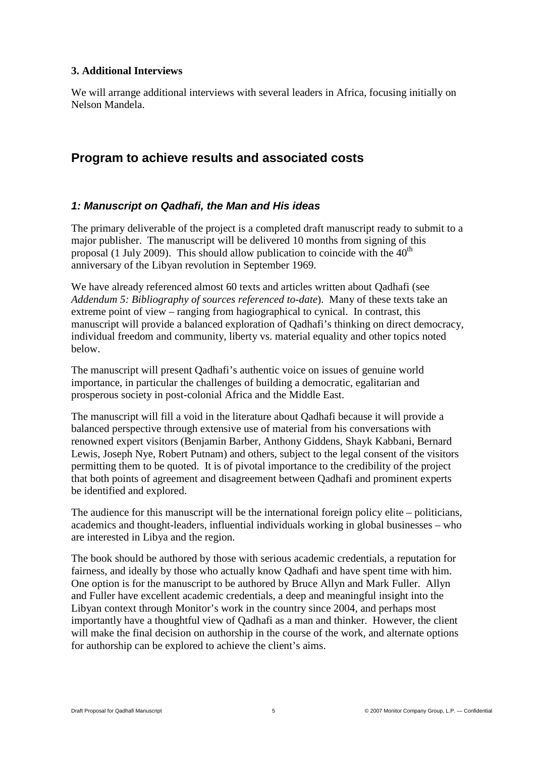### 3. Additional Interviews

We will arrange additional interviews with several leaders in Africa, focusing initially on Nelson Mandela.

## Program to achieve results and associated costs

### *1: Manuscript on Qadhafi, the Man and His ideas*

The primary deliverable of the project is a completed draft manuscript ready to submit to a major publisher. The manuscript will be delivered 10 months from signing of this proposal (1 July 2009). This should allow publication to coincide with the 40th anniversary of the Libyan revolution in September 1969.

We have already referenced almost 60 texts and articles written about Qadhafi (see *Addendum 5: Bibliography of sources referenced to-date*). Many of these texts take an extreme point of view – ranging from hagiographical to cynical. In contrast, this manuscript will provide a balanced exploration of Qadhafi's thinking on direct democracy, individual freedom and community, liberty vs. material equality and other topics noted below.

The manuscript will present Qadhafi's authentic voice on issues of genuine world importance, in particular the challenges of building a democratic, egalitarian and prosperous society in post-colonial Africa and the Middle East.

The manuscript will fill a void in the literature about Qadhafi because it will provide a balanced perspective through extensive use of material from his conversations with renowned expert visitors (Benjamin Barber, Anthony Giddens, Shayk Kabbani, Bernard Lewis, Joseph Nye, Robert Putnam) and others, subject to the legal consent of the visitors permitting them to be quoted. It is of pivotal importance to the credibility of the project that both points of agreement and disagreement between Qadhafi and prominent experts be identified and explored.

The audience for this manuscript will be the international foreign policy elite – politicians, academics and thought-leaders, influential individuals working in global businesses – who are interested in Libya and the region.

The book should be authored by those with serious academic credentials, a reputation for fairness, and ideally by those who actually know Qadhafi and have spent time with him. One option is for the manuscript to be authored by Bruce Allyn and Mark Fuller. Allyn and Fuller have excellent academic credentials, a deep and meaningful insight into the Libyan context through Monitor's work in the country since 2004, and perhaps most importantly have a thoughtful view of Qadhafi as a man and thinker. However, the client will make the final decision on authorship in the course of the work, and alternate options for authorship can be explored to achieve the client's aims.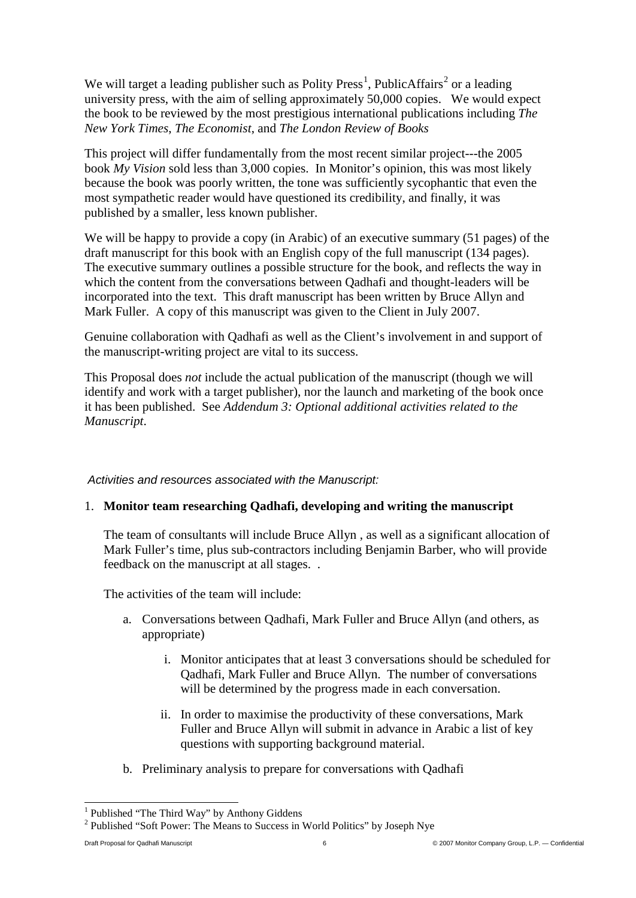We will target a leading publisher such as Polity Press[1], PublicAffairs[2] or a leading university press, with the aim of selling approximately 50,000 copies. We would expect the book to be reviewed by the most prestigious international publications including *The New York Times*, *The Economist*, and *The London Review of Books*

This project will differ fundamentally from the most recent similar project---the 2005 book *My Vision* sold less than 3,000 copies. In Monitor's opinion, this was most likely because the book was poorly written, the tone was sufficiently sycophantic that even the most sympathetic reader would have questioned its credibility, and finally, it was published by a smaller, less known publisher.

We will be happy to provide a copy (in Arabic) of an executive summary (51 pages) of the draft manuscript for this book with an English copy of the full manuscript (134 pages). The executive summary outlines a possible structure for the book, and reflects the way in which the content from the conversations between Qadhafi and thought-leaders will be incorporated into the text. This draft manuscript has been written by Bruce Allyn and Mark Fuller. A copy of this manuscript was given to the Client in July 2007.

Genuine collaboration with Qadhafi as well as the Client's involvement in and support of the manuscript-writing project are vital to its success.

This Proposal does *not* include the actual publication of the manuscript (though we will identify and work with a target publisher), nor the launch and marketing of the book once it has been published. See *Addendum 3: Optional additional activities related to the Manuscript*.

*Activities and resources associated with the Manuscript:*

1. **Monitor team researching Qadhafi, developing and writing the manuscript**

   The team of consultants will include Bruce Allyn , as well as a significant allocation of Mark Fuller's time, plus sub-contractors including Benjamin Barber, who will provide feedback on the manuscript at all stages. .

   The activities of the team will include:

   a. Conversations between Qadhafi, Mark Fuller and Bruce Allyn (and others, as appropriate)

      i. Monitor anticipates that at least 3 conversations should be scheduled for Qadhafi, Mark Fuller and Bruce Allyn. The number of conversations will be determined by the progress made in each conversation.

      ii. In order to maximise the productivity of these conversations, Mark Fuller and Bruce Allyn will submit in advance in Arabic a list of key questions with supporting background material.

   b. Preliminary analysis to prepare for conversations with Qadhafi

[1] Published "The Third Way" by Anthony Giddens

[2] Published "Soft Power: The Means to Success in World Politics" by Joseph Nye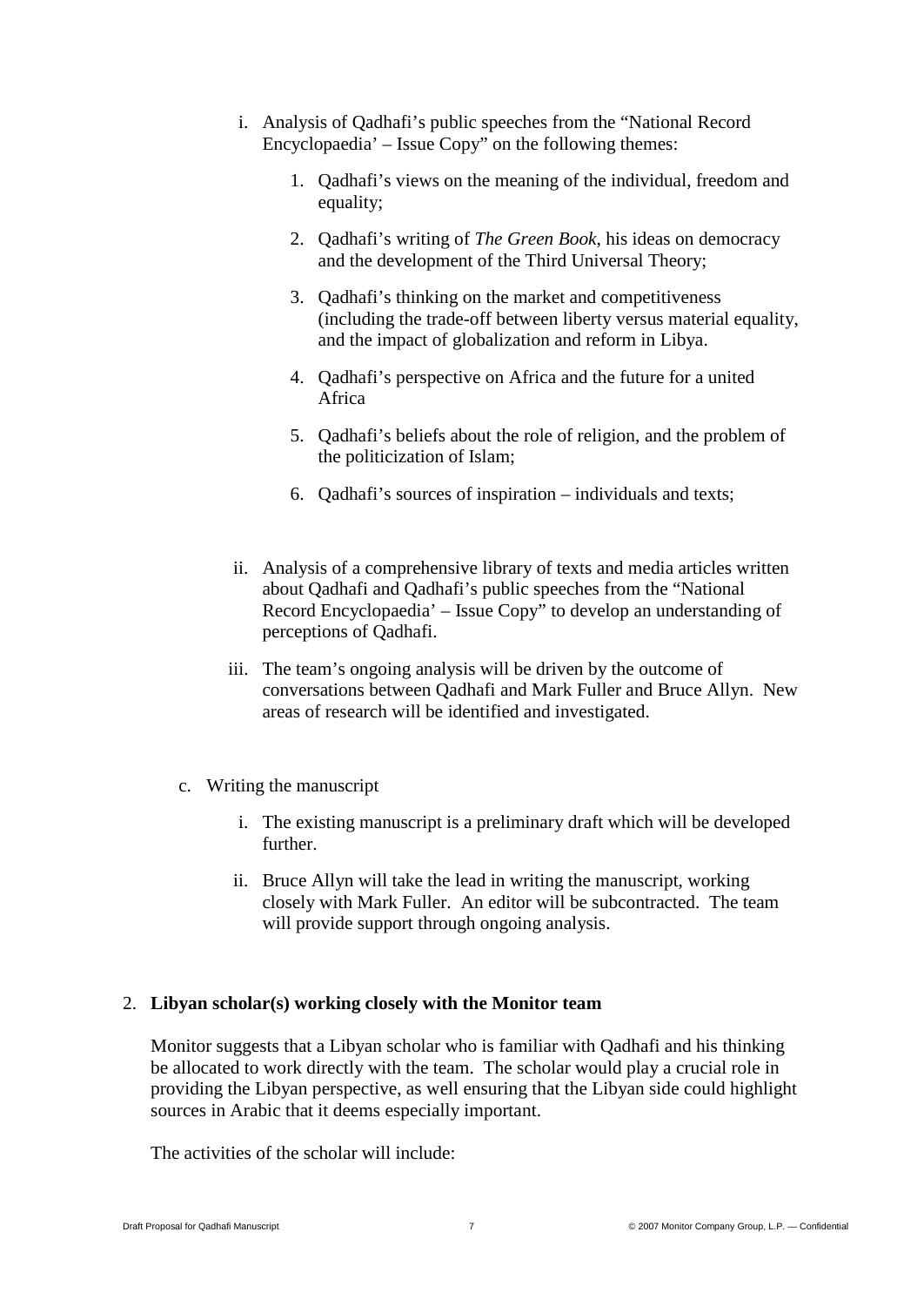i. Analysis of Qadhafi's public speeches from the "National Record Encyclopaedia' – Issue Copy" on the following themes:

   1. Qadhafi's views on the meaning of the individual, freedom and equality;

   2. Qadhafi's writing of *The Green Book*, his ideas on democracy and the development of the Third Universal Theory;

   3. Qadhafi's thinking on the market and competitiveness (including the trade-off between liberty versus material equality, and the impact of globalization and reform in Libya.

   4. Qadhafi's perspective on Africa and the future for a united Africa

   5. Qadhafi's beliefs about the role of religion, and the problem of the politicization of Islam;

   6. Qadhafi's sources of inspiration – individuals and texts;

ii. Analysis of a comprehensive library of texts and media articles written about Qadhafi and Qadhafi's public speeches from the "National Record Encyclopaedia' – Issue Copy" to develop an understanding of perceptions of Qadhafi.

iii. The team's ongoing analysis will be driven by the outcome of conversations between Qadhafi and Mark Fuller and Bruce Allyn. New areas of research will be identified and investigated.

c. Writing the manuscript

   i. The existing manuscript is a preliminary draft which will be developed further.

   ii. Bruce Allyn will take the lead in writing the manuscript, working closely with Mark Fuller. An editor will be subcontracted. The team will provide support through ongoing analysis.

2. **Libyan scholar(s) working closely with the Monitor team**

Monitor suggests that a Libyan scholar who is familiar with Qadhafi and his thinking be allocated to work directly with the team. The scholar would play a crucial role in providing the Libyan perspective, as well ensuring that the Libyan side could highlight sources in Arabic that it deems especially important.

The activities of the scholar will include: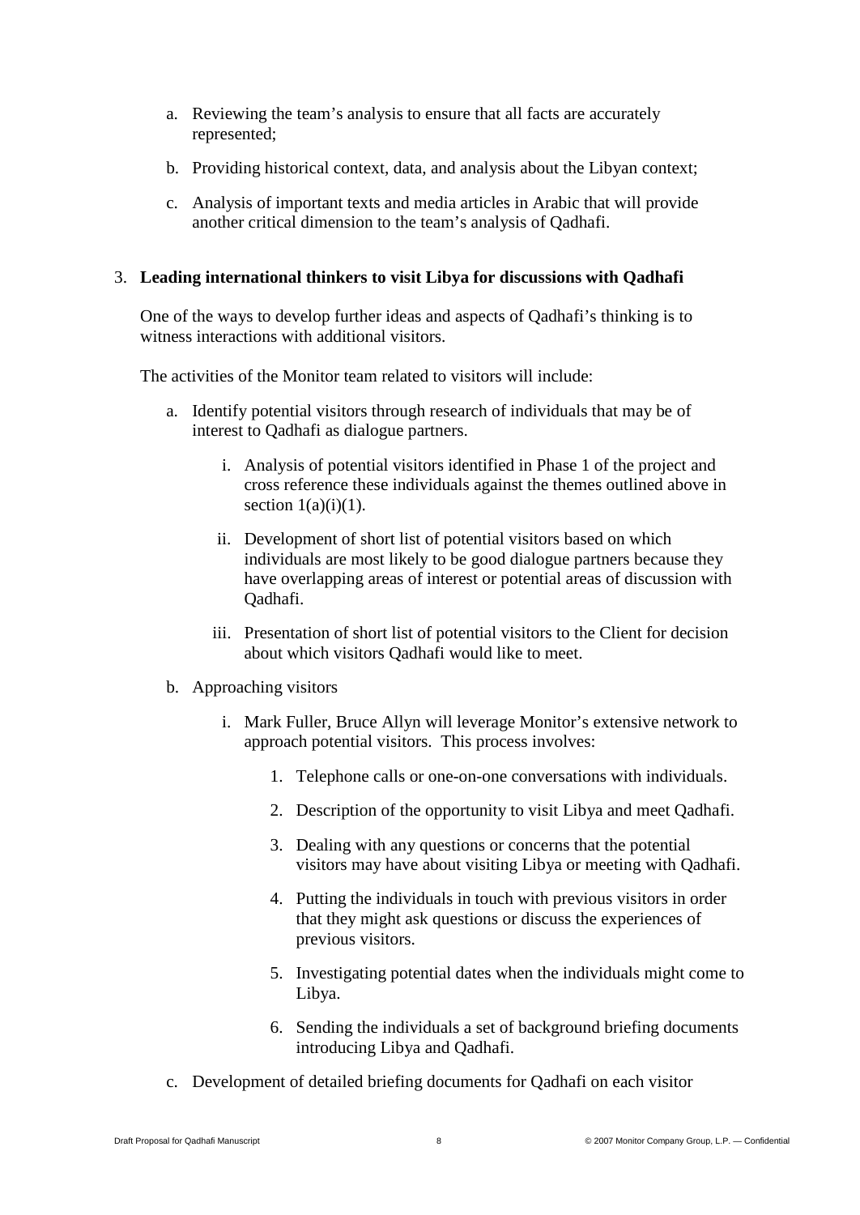a. Reviewing the team's analysis to ensure that all facts are accurately represented;

b. Providing historical context, data, and analysis about the Libyan context;

c. Analysis of important texts and media articles in Arabic that will provide another critical dimension to the team's analysis of Qadhafi.

3. **Leading international thinkers to visit Libya for discussions with Qadhafi**

One of the ways to develop further ideas and aspects of Qadhafi's thinking is to witness interactions with additional visitors.

The activities of the Monitor team related to visitors will include:

a. Identify potential visitors through research of individuals that may be of interest to Qadhafi as dialogue partners.

    i. Analysis of potential visitors identified in Phase 1 of the project and cross reference these individuals against the themes outlined above in section 1(a)(i)(1).

    ii. Development of short list of potential visitors based on which individuals are most likely to be good dialogue partners because they have overlapping areas of interest or potential areas of discussion with Qadhafi.

    iii. Presentation of short list of potential visitors to the Client for decision about which visitors Qadhafi would like to meet.

b. Approaching visitors

    i. Mark Fuller, Bruce Allyn will leverage Monitor's extensive network to approach potential visitors. This process involves:

        1. Telephone calls or one-on-one conversations with individuals.

        2. Description of the opportunity to visit Libya and meet Qadhafi.

        3. Dealing with any questions or concerns that the potential visitors may have about visiting Libya or meeting with Qadhafi.

        4. Putting the individuals in touch with previous visitors in order that they might ask questions or discuss the experiences of previous visitors.

        5. Investigating potential dates when the individuals might come to Libya.

        6. Sending the individuals a set of background briefing documents introducing Libya and Qadhafi.

c. Development of detailed briefing documents for Qadhafi on each visitor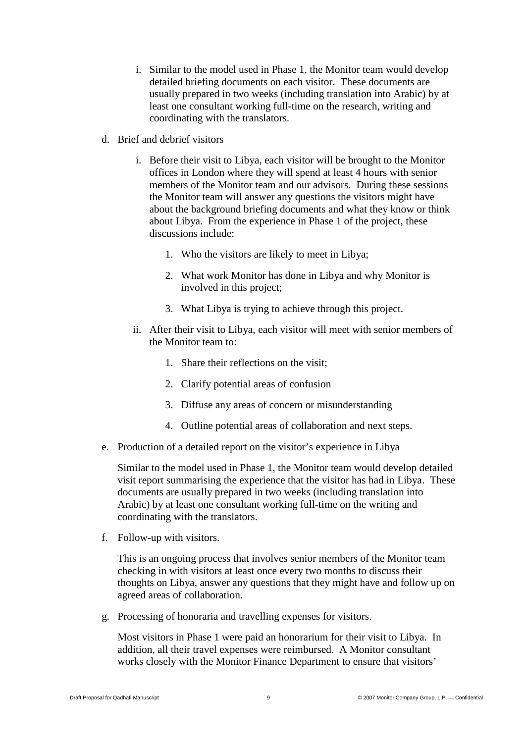i. Similar to the model used in Phase 1, the Monitor team would develop detailed briefing documents on each visitor. These documents are usually prepared in two weeks (including translation into Arabic) by at least one consultant working full-time on the research, writing and coordinating with the translators.

d. Brief and debrief visitors

   i. Before their visit to Libya, each visitor will be brought to the Monitor offices in London where they will spend at least 4 hours with senior members of the Monitor team and our advisors. During these sessions the Monitor team will answer any questions the visitors might have about the background briefing documents and what they know or think about Libya. From the experience in Phase 1 of the project, these discussions include:

      1. Who the visitors are likely to meet in Libya;

      2. What work Monitor has done in Libya and why Monitor is involved in this project;

      3. What Libya is trying to achieve through this project.

   ii. After their visit to Libya, each visitor will meet with senior members of the Monitor team to:

      1. Share their reflections on the visit;

      2. Clarify potential areas of confusion

      3. Diffuse any areas of concern or misunderstanding

      4. Outline potential areas of collaboration and next steps.

e. Production of a detailed report on the visitor's experience in Libya

   Similar to the model used in Phase 1, the Monitor team would develop detailed visit report summarising the experience that the visitor has had in Libya. These documents are usually prepared in two weeks (including translation into Arabic) by at least one consultant working full-time on the writing and coordinating with the translators.

f. Follow-up with visitors.

   This is an ongoing process that involves senior members of the Monitor team checking in with visitors at least once every two months to discuss their thoughts on Libya, answer any questions that they might have and follow up on agreed areas of collaboration.

g. Processing of honoraria and travelling expenses for visitors.

   Most visitors in Phase 1 were paid an honorarium for their visit to Libya. In addition, all their travel expenses were reimbursed. A Monitor consultant works closely with the Monitor Finance Department to ensure that visitors'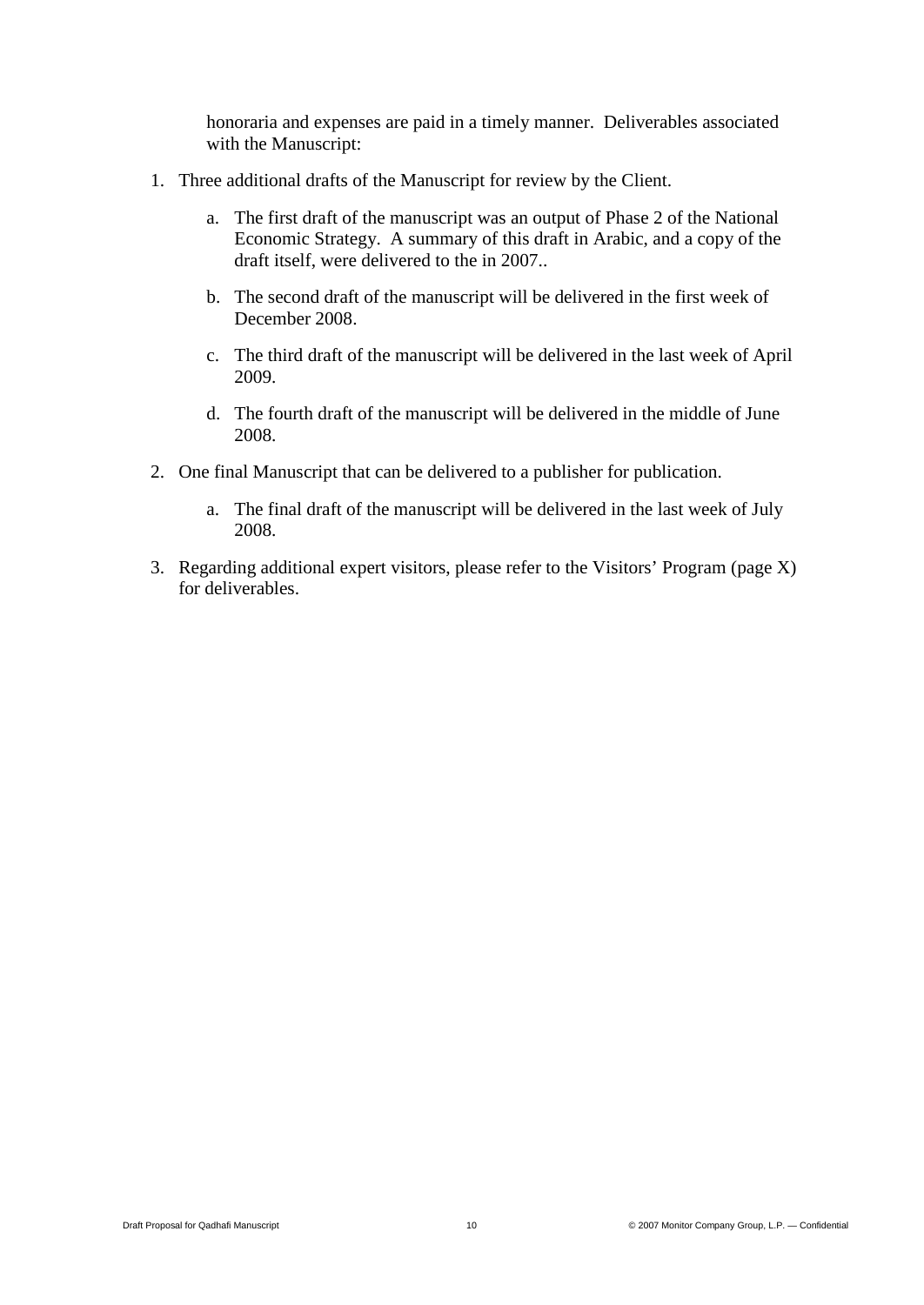honoraria and expenses are paid in a timely manner. Deliverables associated with the Manuscript:

1. Three additional drafts of the Manuscript for review by the Client.
   a. The first draft of the manuscript was an output of Phase 2 of the National Economic Strategy. A summary of this draft in Arabic, and a copy of the draft itself, were delivered to the in 2007..
   b. The second draft of the manuscript will be delivered in the first week of December 2008.
   c. The third draft of the manuscript will be delivered in the last week of April 2009.
   d. The fourth draft of the manuscript will be delivered in the middle of June 2008.
2. One final Manuscript that can be delivered to a publisher for publication.
   a. The final draft of the manuscript will be delivered in the last week of July 2008.
3. Regarding additional expert visitors, please refer to the Visitors' Program (page X) for deliverables.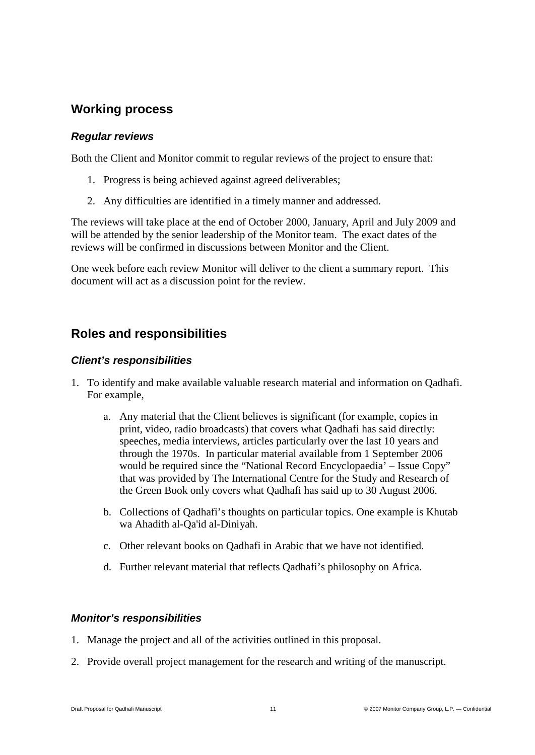## Working process

### *Regular reviews*

Both the Client and Monitor commit to regular reviews of the project to ensure that:

1. Progress is being achieved against agreed deliverables;
2. Any difficulties are identified in a timely manner and addressed.

The reviews will take place at the end of October 2000, January, April and July 2009 and will be attended by the senior leadership of the Monitor team. The exact dates of the reviews will be confirmed in discussions between Monitor and the Client.

One week before each review Monitor will deliver to the client a summary report. This document will act as a discussion point for the review.

## Roles and responsibilities

### *Client's responsibilities*

1. To identify and make available valuable research material and information on Qadhafi. For example,
   a. Any material that the Client believes is significant (for example, copies in print, video, radio broadcasts) that covers what Qadhafi has said directly: speeches, media interviews, articles particularly over the last 10 years and through the 1970s. In particular material available from 1 September 2006 would be required since the "National Record Encyclopaedia' – Issue Copy" that was provided by The International Centre for the Study and Research of the Green Book only covers what Qadhafi has said up to 30 August 2006.
   b. Collections of Qadhafi's thoughts on particular topics. One example is Khutab wa Ahadith al-Qa'id al-Diniyah.
   c. Other relevant books on Qadhafi in Arabic that we have not identified.
   d. Further relevant material that reflects Qadhafi's philosophy on Africa.

### *Monitor's responsibilities*

1. Manage the project and all of the activities outlined in this proposal.
2. Provide overall project management for the research and writing of the manuscript.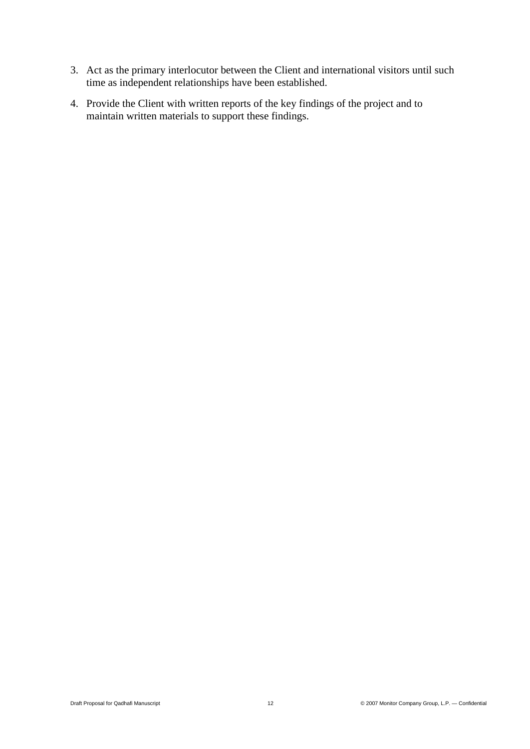3. Act as the primary interlocutor between the Client and international visitors until such time as independent relationships have been established.

4. Provide the Client with written reports of the key findings of the project and to maintain written materials to support these findings.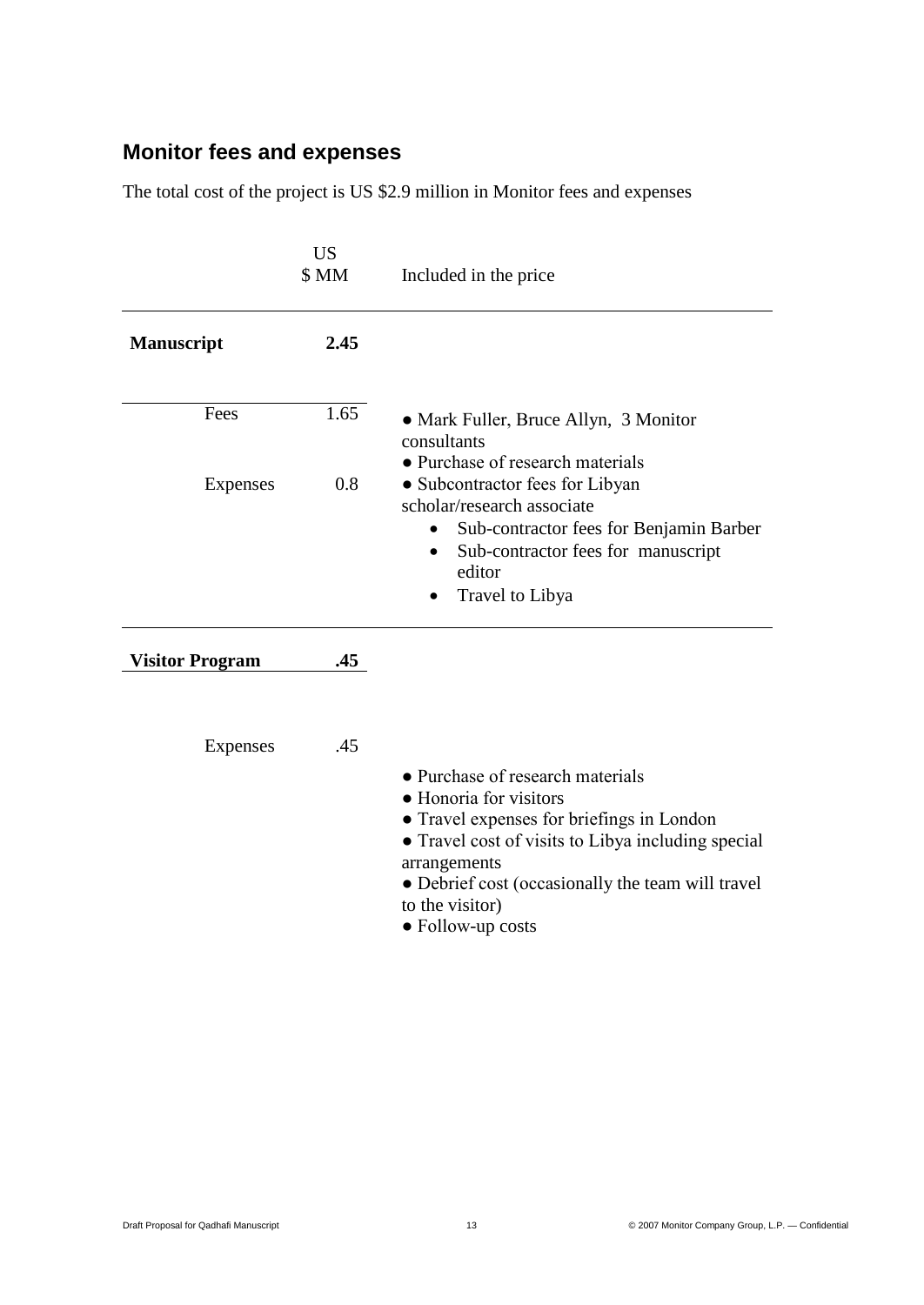## Monitor fees and expenses

The total cost of the project is US $2.9 million in Monitor fees and expenses

| | US $ MM | Included in the price |
|---|---|---|
| **Manuscript** | **2.45** | |
| Fees | 1.65 | • Mark Fuller, Bruce Allyn, 3 Monitor consultants |
| Expenses | 0.8 | • Purchase of research materials<br>• Subcontractor fees for Libyan scholar/research associate<br>• Sub-contractor fees for Benjamin Barber<br>• Sub-contractor fees for manuscript editor<br>• Travel to Libya |
| **Visitor Program** | **.45** | |
| Expenses | .45 | • Purchase of research materials<br>• Honoria for visitors<br>• Travel expenses for briefings in London<br>• Travel cost of visits to Libya including special arrangements<br>• Debrief cost (occasionally the team will travel to the visitor)<br>• Follow-up costs |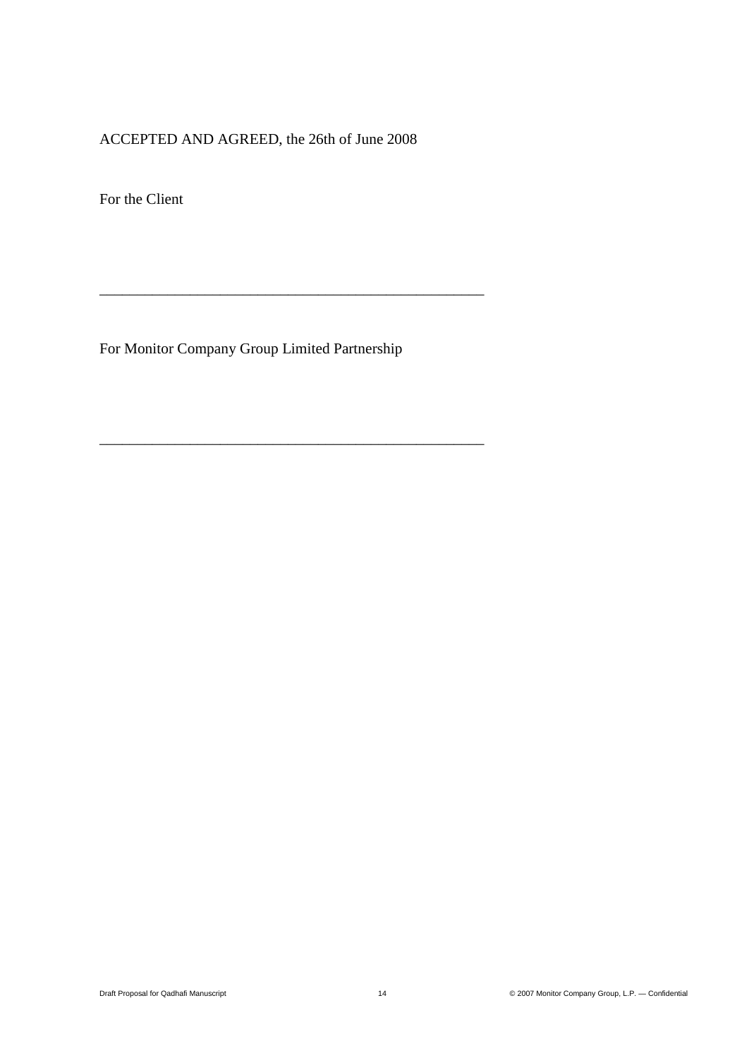ACCEPTED AND AGREED, the 26th of June 2008

For the Client

\_\_\_\_\_\_\_\_\_\_\_\_\_\_\_\_\_\_\_\_\_\_\_\_\_\_\_\_\_\_\_\_\_\_\_\_\_\_\_\_\_\_\_\_\_\_\_\_\_\_

For Monitor Company Group Limited Partnership

\_\_\_\_\_\_\_\_\_\_\_\_\_\_\_\_\_\_\_\_\_\_\_\_\_\_\_\_\_\_\_\_\_\_\_\_\_\_\_\_\_\_\_\_\_\_\_\_\_\_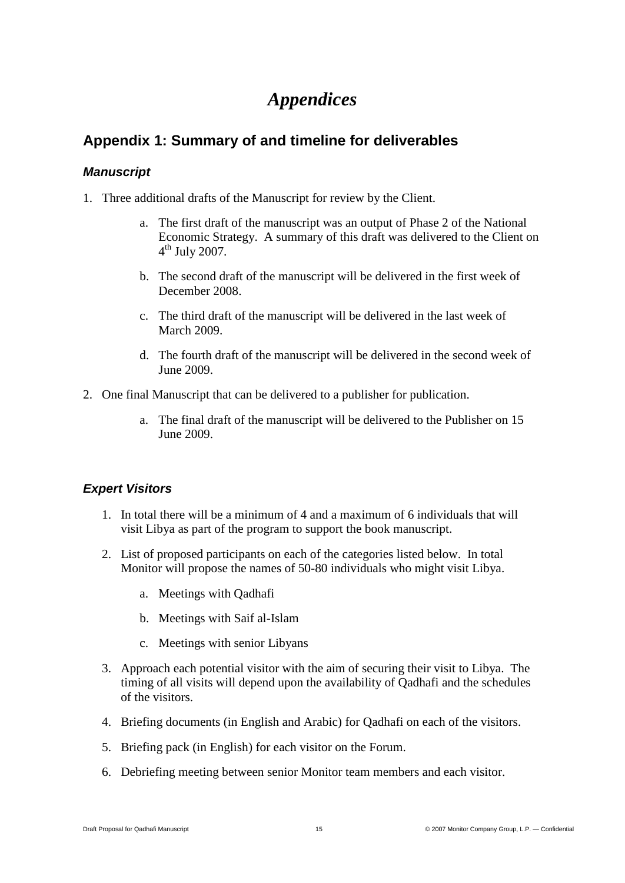# *Appendices*

## Appendix 1: Summary of and timeline for deliverables

### *Manuscript*

1. Three additional drafts of the Manuscript for review by the Client.
    a. The first draft of the manuscript was an output of Phase 2 of the National Economic Strategy. A summary of this draft was delivered to the Client on 4th July 2007.
    b. The second draft of the manuscript will be delivered in the first week of December 2008.
    c. The third draft of the manuscript will be delivered in the last week of March 2009.
    d. The fourth draft of the manuscript will be delivered in the second week of June 2009.
2. One final Manuscript that can be delivered to a publisher for publication.
    a. The final draft of the manuscript will be delivered to the Publisher on 15 June 2009.

### *Expert Visitors*

1. In total there will be a minimum of 4 and a maximum of 6 individuals that will visit Libya as part of the program to support the book manuscript.
2. List of proposed participants on each of the categories listed below. In total Monitor will propose the names of 50-80 individuals who might visit Libya.
    a. Meetings with Qadhafi
    b. Meetings with Saif al-Islam
    c. Meetings with senior Libyans
3. Approach each potential visitor with the aim of securing their visit to Libya. The timing of all visits will depend upon the availability of Qadhafi and the schedules of the visitors.
4. Briefing documents (in English and Arabic) for Qadhafi on each of the visitors.
5. Briefing pack (in English) for each visitor on the Forum.
6. Debriefing meeting between senior Monitor team members and each visitor.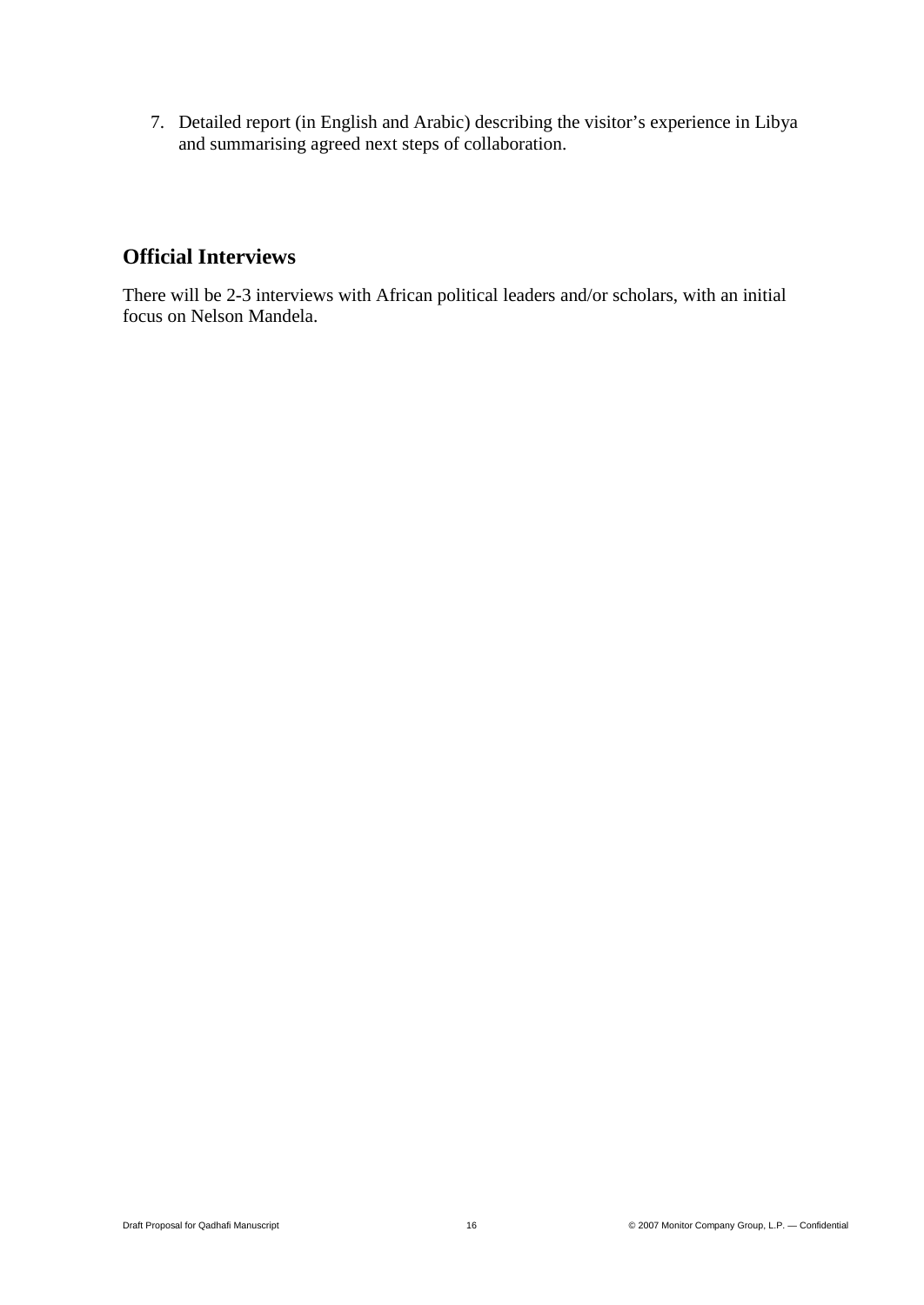7. Detailed report (in English and Arabic) describing the visitor's experience in Libya and summarising agreed next steps of collaboration.

## Official Interviews

There will be 2-3 interviews with African political leaders and/or scholars, with an initial focus on Nelson Mandela.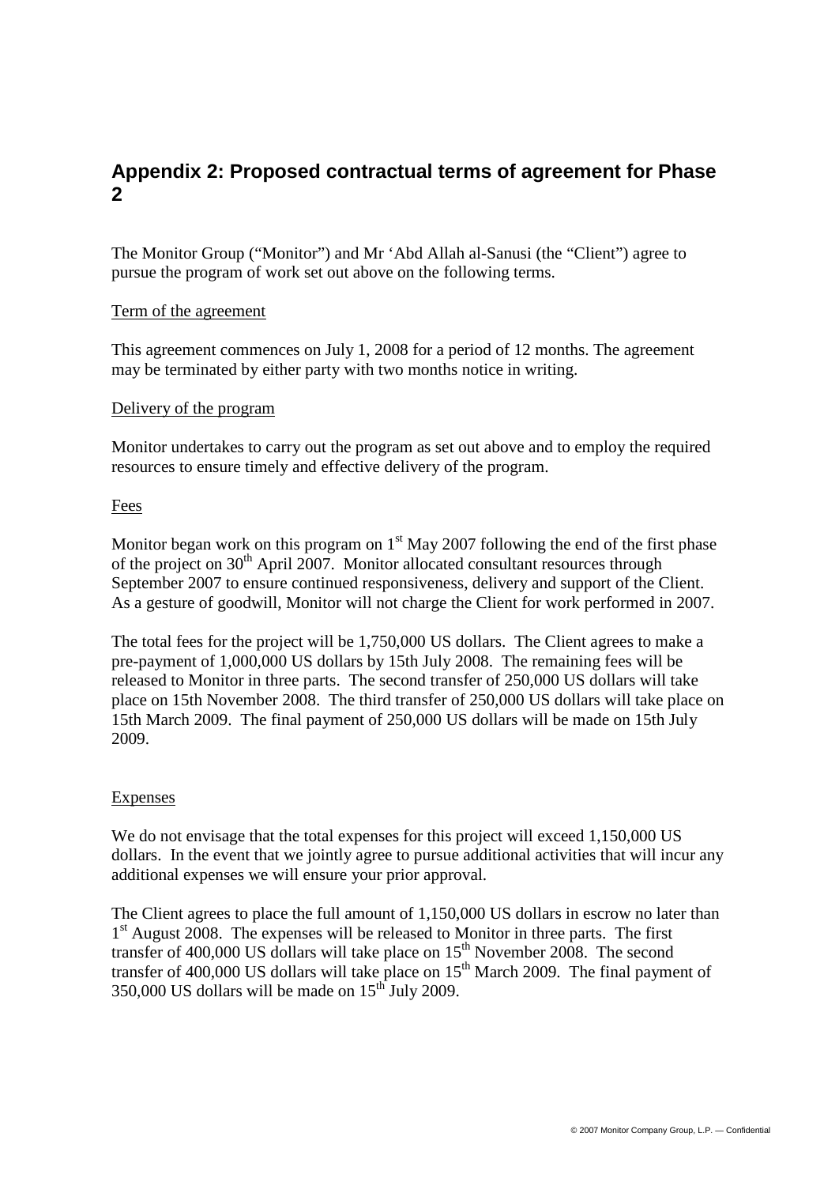## Appendix 2: Proposed contractual terms of agreement for Phase 2

The Monitor Group ("Monitor") and Mr 'Abd Allah al-Sanusi (the "Client") agree to pursue the program of work set out above on the following terms.

Term of the agreement

This agreement commences on July 1, 2008 for a period of 12 months. The agreement may be terminated by either party with two months notice in writing.

Delivery of the program

Monitor undertakes to carry out the program as set out above and to employ the required resources to ensure timely and effective delivery of the program.

Fees

Monitor began work on this program on 1st May 2007 following the end of the first phase of the project on 30th April 2007. Monitor allocated consultant resources through September 2007 to ensure continued responsiveness, delivery and support of the Client. As a gesture of goodwill, Monitor will not charge the Client for work performed in 2007.

The total fees for the project will be 1,750,000 US dollars. The Client agrees to make a pre-payment of 1,000,000 US dollars by 15th July 2008. The remaining fees will be released to Monitor in three parts. The second transfer of 250,000 US dollars will take place on 15th November 2008. The third transfer of 250,000 US dollars will take place on 15th March 2009. The final payment of 250,000 US dollars will be made on 15th July 2009.

Expenses

We do not envisage that the total expenses for this project will exceed 1,150,000 US dollars. In the event that we jointly agree to pursue additional activities that will incur any additional expenses we will ensure your prior approval.

The Client agrees to place the full amount of 1,150,000 US dollars in escrow no later than 1st August 2008. The expenses will be released to Monitor in three parts. The first transfer of 400,000 US dollars will take place on 15th November 2008. The second transfer of 400,000 US dollars will take place on 15th March 2009. The final payment of 350,000 US dollars will be made on 15th July 2009.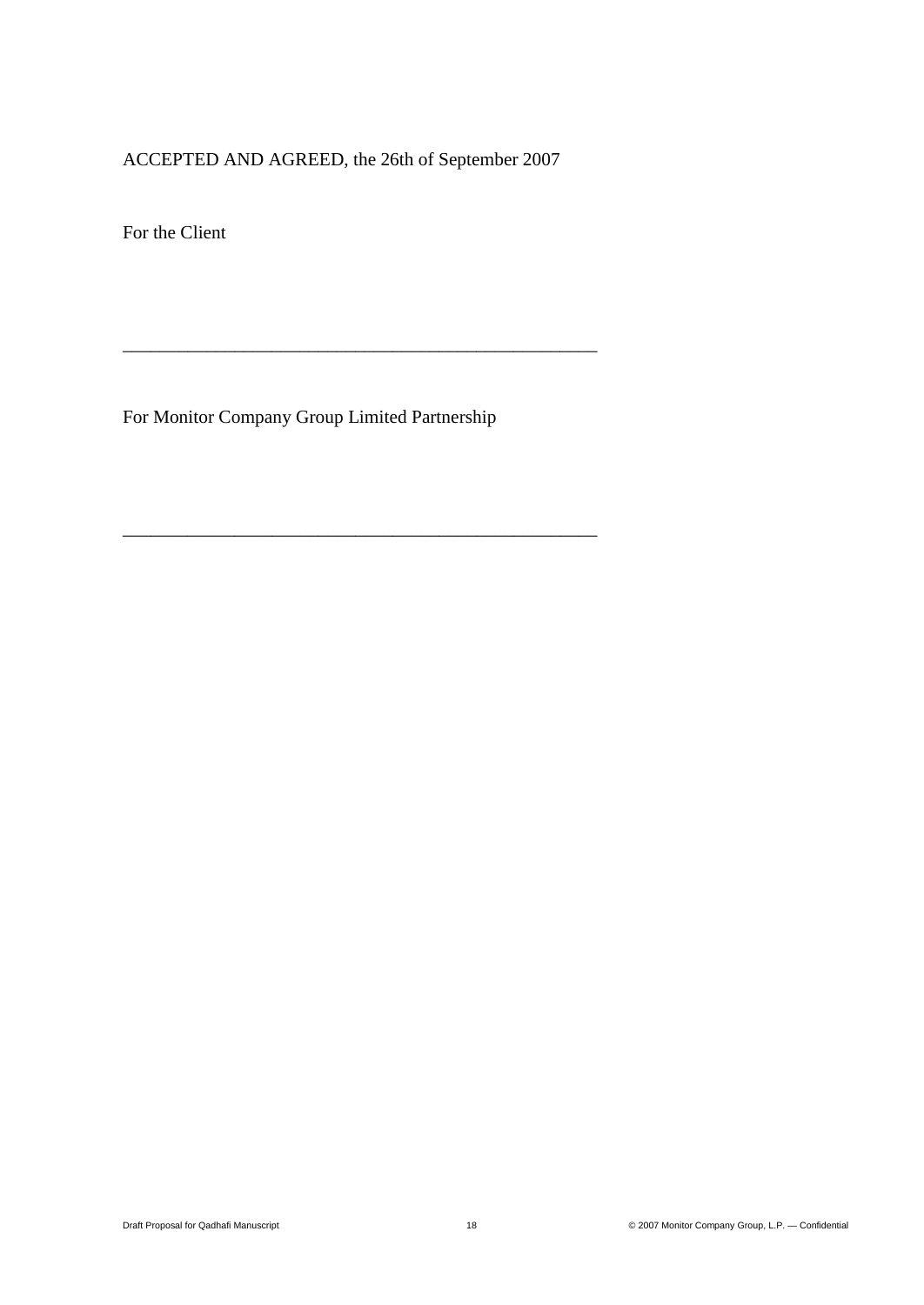ACCEPTED AND AGREED, the 26th of September 2007

For the Client

\_\_\_\_\_\_\_\_\_\_\_\_\_\_\_\_\_\_\_\_\_\_\_\_\_\_\_\_\_\_\_\_\_\_\_\_\_\_\_\_\_\_\_\_\_\_\_\_\_\_\_\_

For Monitor Company Group Limited Partnership

\_\_\_\_\_\_\_\_\_\_\_\_\_\_\_\_\_\_\_\_\_\_\_\_\_\_\_\_\_\_\_\_\_\_\_\_\_\_\_\_\_\_\_\_\_\_\_\_\_\_\_\_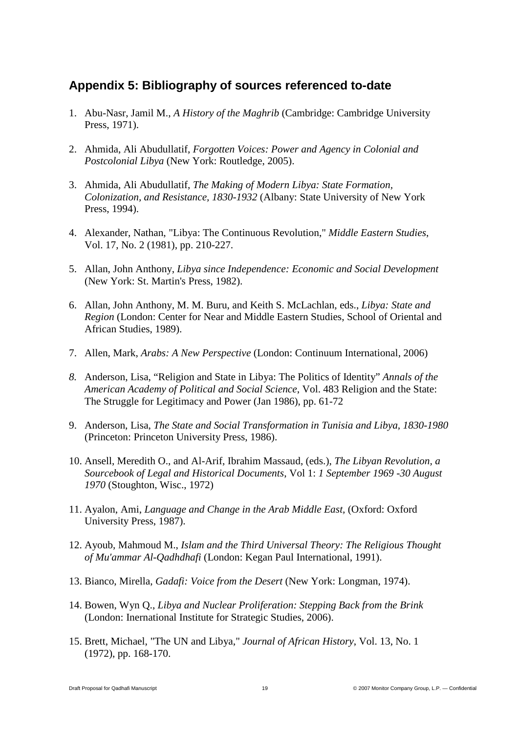## Appendix 5: Bibliography of sources referenced to-date

1. Abu-Nasr, Jamil M., *A History of the Maghrib* (Cambridge: Cambridge University Press, 1971).

2. Ahmida, Ali Abudullatif, *Forgotten Voices: Power and Agency in Colonial and Postcolonial Libya* (New York: Routledge, 2005).

3. Ahmida, Ali Abudullatif, *The Making of Modern Libya: State Formation, Colonization, and Resistance, 1830-1932* (Albany: State University of New York Press, 1994).

4. Alexander, Nathan, "Libya: The Continuous Revolution," *Middle Eastern Studies*, Vol. 17, No. 2 (1981), pp. 210-227.

5. Allan, John Anthony, *Libya since Independence: Economic and Social Development* (New York: St. Martin's Press, 1982).

6. Allan, John Anthony, M. M. Buru, and Keith S. McLachlan, eds., *Libya: State and Region* (London: Center for Near and Middle Eastern Studies, School of Oriental and African Studies, 1989).

7. Allen, Mark, *Arabs: A New Perspective* (London: Continuum International, 2006)

8. Anderson, Lisa, "Religion and State in Libya: The Politics of Identity" *Annals of the American Academy of Political and Social Science*, Vol. 483 Religion and the State: The Struggle for Legitimacy and Power (Jan 1986), pp. 61-72

9. Anderson, Lisa, *The State and Social Transformation in Tunisia and Libya, 1830-1980* (Princeton: Princeton University Press, 1986).

10. Ansell, Meredith O., and Al-Arif, Ibrahim Massaud, (eds.), *The Libyan Revolution, a Sourcebook of Legal and Historical Documents*, Vol 1: *1 September 1969 -30 August 1970* (Stoughton, Wisc., 1972)

11. Ayalon, Ami, *Language and Change in the Arab Middle East*, (Oxford: Oxford University Press, 1987).

12. Ayoub, Mahmoud M., *Islam and the Third Universal Theory: The Religious Thought of Mu'ammar Al-Qadhdhafi* (London: Kegan Paul International, 1991).

13. Bianco, Mirella, *Gadafi: Voice from the Desert* (New York: Longman, 1974).

14. Bowen, Wyn Q., *Libya and Nuclear Proliferation: Stepping Back from the Brink* (London: Inernational Institute for Strategic Studies, 2006).

15. Brett, Michael, "The UN and Libya," *Journal of African History*, Vol. 13, No. 1 (1972), pp. 168-170.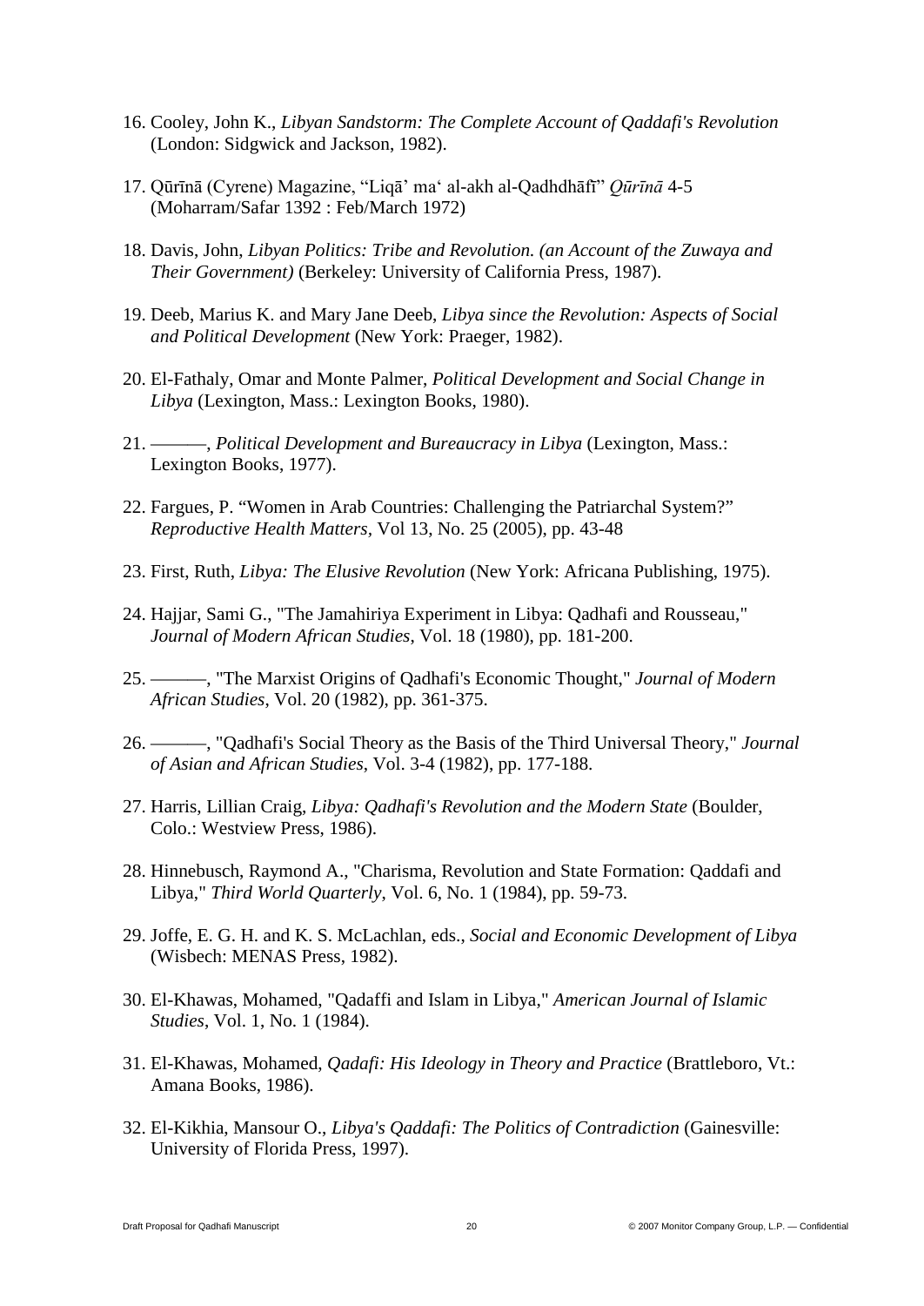16. Cooley, John K., *Libyan Sandstorm: The Complete Account of Qaddafi's Revolution* (London: Sidgwick and Jackson, 1982).

17. Qūrīnā (Cyrene) Magazine, "Liqā' ma' al-akh al-Qadhdhāfī" *Qūrīnā* 4-5 (Moharram/Safar 1392 : Feb/March 1972)

18. Davis, John, *Libyan Politics: Tribe and Revolution. (an Account of the Zuwaya and Their Government)* (Berkeley: University of California Press, 1987).

19. Deeb, Marius K. and Mary Jane Deeb, *Libya since the Revolution: Aspects of Social and Political Development* (New York: Praeger, 1982).

20. El-Fathaly, Omar and Monte Palmer, *Political Development and Social Change in Libya* (Lexington, Mass.: Lexington Books, 1980).

21. ———, *Political Development and Bureaucracy in Libya* (Lexington, Mass.: Lexington Books, 1977).

22. Fargues, P. "Women in Arab Countries: Challenging the Patriarchal System?" *Reproductive Health Matters*, Vol 13, No. 25 (2005), pp. 43-48

23. First, Ruth, *Libya: The Elusive Revolution* (New York: Africana Publishing, 1975).

24. Hajjar, Sami G., "The Jamahiriya Experiment in Libya: Qadhafi and Rousseau," *Journal of Modern African Studies*, Vol. 18 (1980), pp. 181-200.

25. ———, "The Marxist Origins of Qadhafi's Economic Thought," *Journal of Modern African Studies*, Vol. 20 (1982), pp. 361-375.

26. ———, "Qadhafi's Social Theory as the Basis of the Third Universal Theory," *Journal of Asian and African Studies*, Vol. 3-4 (1982), pp. 177-188.

27. Harris, Lillian Craig, *Libya: Qadhafi's Revolution and the Modern State* (Boulder, Colo.: Westview Press, 1986).

28. Hinnebusch, Raymond A., "Charisma, Revolution and State Formation: Qaddafi and Libya," *Third World Quarterly*, Vol. 6, No. 1 (1984), pp. 59-73.

29. Joffe, E. G. H. and K. S. McLachlan, eds., *Social and Economic Development of Libya* (Wisbech: MENAS Press, 1982).

30. El-Khawas, Mohamed, "Qadaffi and Islam in Libya," *American Journal of Islamic Studies*, Vol. 1, No. 1 (1984).

31. El-Khawas, Mohamed, *Qadafi: His Ideology in Theory and Practice* (Brattleboro, Vt.: Amana Books, 1986).

32. El-Kikhia, Mansour O., *Libya's Qaddafi: The Politics of Contradiction* (Gainesville: University of Florida Press, 1997).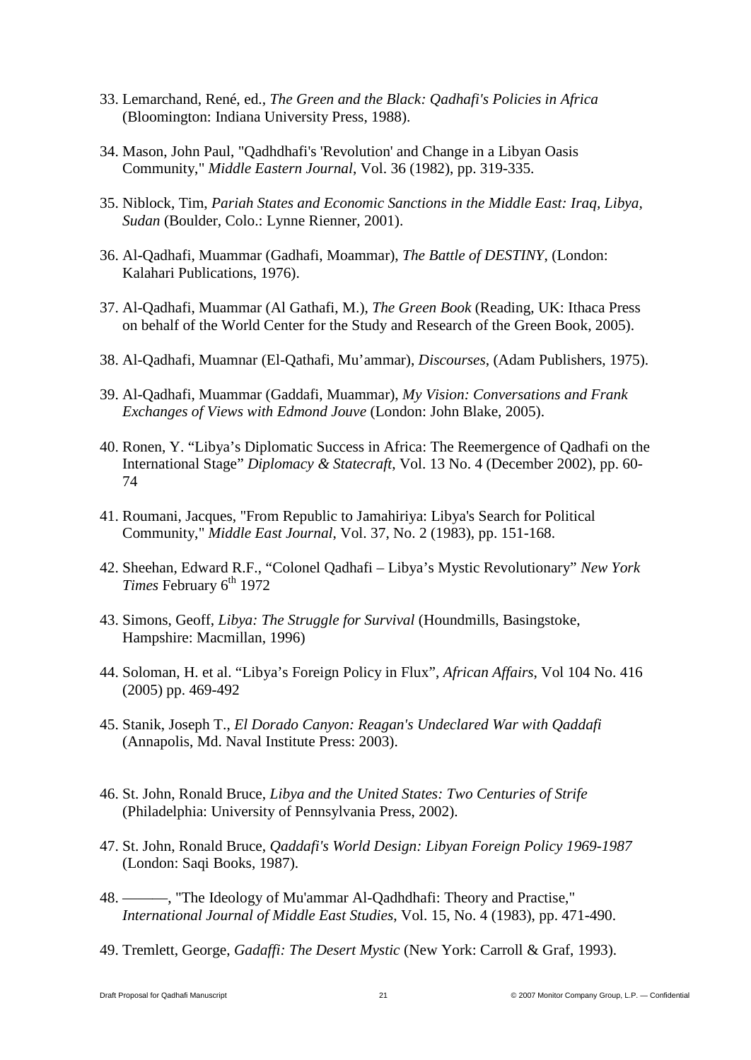33. Lemarchand, René, ed., *The Green and the Black: Qadhafi's Policies in Africa* (Bloomington: Indiana University Press, 1988).

34. Mason, John Paul, "Qadhdhafi's 'Revolution' and Change in a Libyan Oasis Community," *Middle Eastern Journal*, Vol. 36 (1982), pp. 319-335.

35. Niblock, Tim, *Pariah States and Economic Sanctions in the Middle East: Iraq, Libya, Sudan* (Boulder, Colo.: Lynne Rienner, 2001).

36. Al-Qadhafi, Muammar (Gadhafi, Moammar), *The Battle of DESTINY*, (London: Kalahari Publications, 1976).

37. Al-Qadhafi, Muammar (Al Gathafi, M.), *The Green Book* (Reading, UK: Ithaca Press on behalf of the World Center for the Study and Research of the Green Book, 2005).

38. Al-Qadhafi, Muamnar (El-Qathafi, Mu'ammar), *Discourses*, (Adam Publishers, 1975).

39. Al-Qadhafi, Muammar (Gaddafi, Muammar), *My Vision: Conversations and Frank Exchanges of Views with Edmond Jouve* (London: John Blake, 2005).

40. Ronen, Y. "Libya's Diplomatic Success in Africa: The Reemergence of Qadhafi on the International Stage" *Diplomacy & Statecraft*, Vol. 13 No. 4 (December 2002), pp. 60-74

41. Roumani, Jacques, "From Republic to Jamahiriya: Libya's Search for Political Community," *Middle East Journal*, Vol. 37, No. 2 (1983), pp. 151-168.

42. Sheehan, Edward R.F., "Colonel Qadhafi – Libya's Mystic Revolutionary" *New York Times* February 6th 1972

43. Simons, Geoff, *Libya: The Struggle for Survival* (Houndmills, Basingstoke, Hampshire: Macmillan, 1996)

44. Soloman, H. et al. "Libya's Foreign Policy in Flux", *African Affairs*, Vol 104 No. 416 (2005) pp. 469-492

45. Stanik, Joseph T., *El Dorado Canyon: Reagan's Undeclared War with Qaddafi* (Annapolis, Md. Naval Institute Press: 2003).

46. St. John, Ronald Bruce, *Libya and the United States: Two Centuries of Strife* (Philadelphia: University of Pennsylvania Press, 2002).

47. St. John, Ronald Bruce, *Qaddafi's World Design: Libyan Foreign Policy 1969-1987* (London: Saqi Books, 1987).

48. ———, "The Ideology of Mu'ammar Al-Qadhdhafi: Theory and Practise," *International Journal of Middle East Studies*, Vol. 15, No. 4 (1983), pp. 471-490.

49. Tremlett, George, *Gadaffi: The Desert Mystic* (New York: Carroll & Graf, 1993).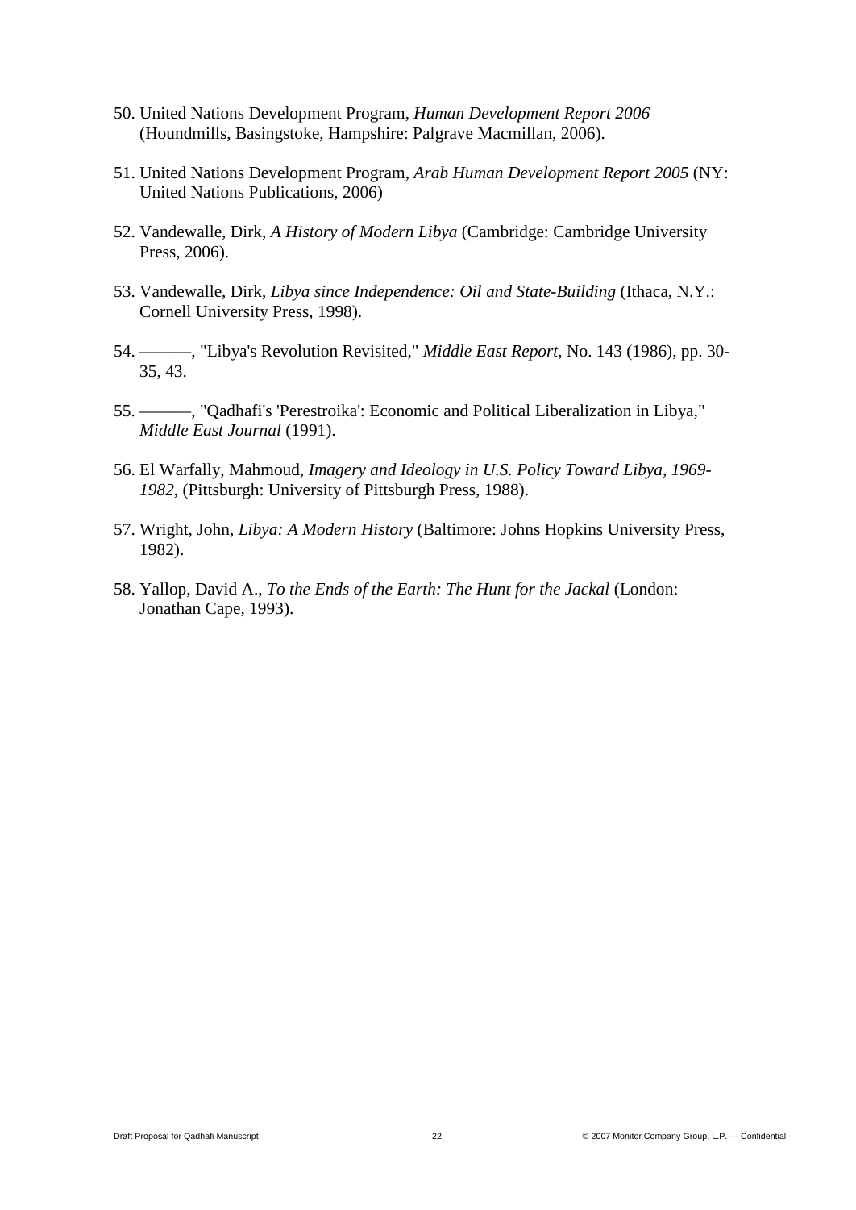50. United Nations Development Program, *Human Development Report 2006* (Houndmills, Basingstoke, Hampshire: Palgrave Macmillan, 2006).

51. United Nations Development Program, *Arab Human Development Report 2005* (NY: United Nations Publications, 2006)

52. Vandewalle, Dirk, *A History of Modern Libya* (Cambridge: Cambridge University Press, 2006).

53. Vandewalle, Dirk, *Libya since Independence: Oil and State-Building* (Ithaca, N.Y.: Cornell University Press, 1998).

54. ———, "Libya's Revolution Revisited," *Middle East Report*, No. 143 (1986), pp. 30-35, 43.

55. ———, "Qadhafi's 'Perestroika': Economic and Political Liberalization in Libya," *Middle East Journal* (1991).

56. El Warfally, Mahmoud, *Imagery and Ideology in U.S. Policy Toward Libya, 1969-1982*, (Pittsburgh: University of Pittsburgh Press, 1988).

57. Wright, John, *Libya: A Modern History* (Baltimore: Johns Hopkins University Press, 1982).

58. Yallop, David A., *To the Ends of the Earth: The Hunt for the Jackal* (London: Jonathan Cape, 1993).